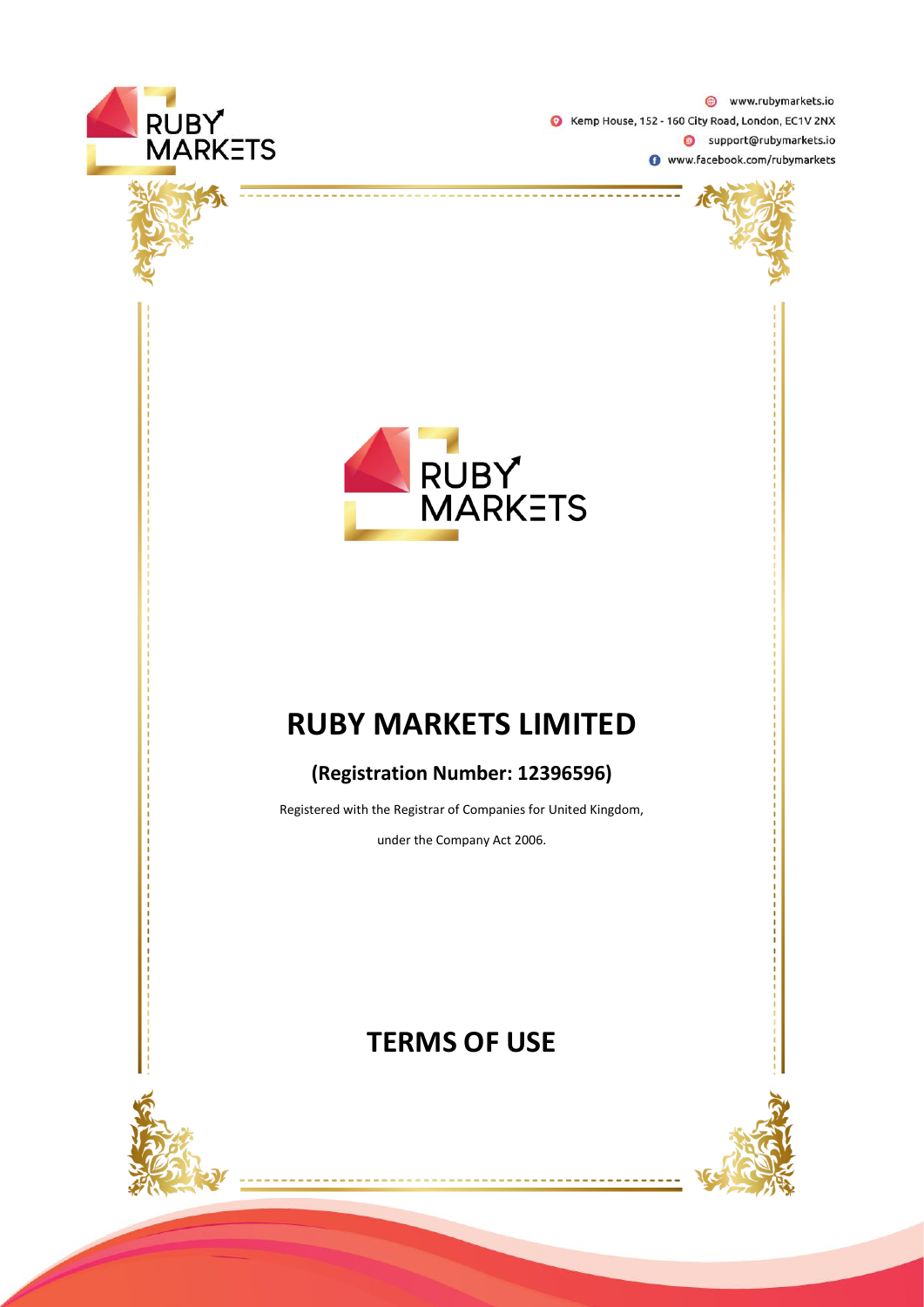www.rubymarkets.io

Kemp House, 152 - 160 City Road, London, EC1V 2NX

support@rubymarkets.io

www.facebook.com/rubymarkets

# RUBY MARKETS LIMITED

## (Registration Number: 12396596)

Registered with the Registrar of Companies for United Kingdom,

under the Company Act 2006.

# TERMS OF USE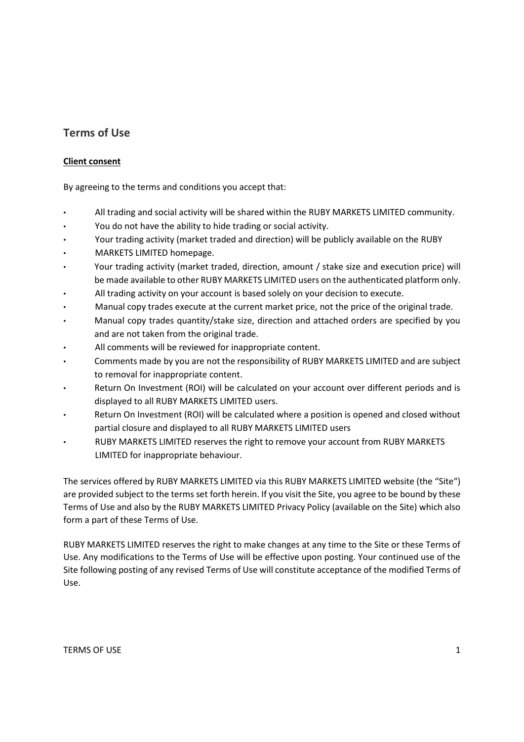## Terms of Use

**Client consent**

By agreeing to the terms and conditions you accept that:

- All trading and social activity will be shared within the RUBY MARKETS LIMITED community.
- You do not have the ability to hide trading or social activity.
- Your trading activity (market traded and direction) will be publicly available on the RUBY
- MARKETS LIMITED homepage.
- Your trading activity (market traded, direction, amount / stake size and execution price) will be made available to other RUBY MARKETS LIMITED users on the authenticated platform only.
- All trading activity on your account is based solely on your decision to execute.
- Manual copy trades execute at the current market price, not the price of the original trade.
- Manual copy trades quantity/stake size, direction and attached orders are specified by you and are not taken from the original trade.
- All comments will be reviewed for inappropriate content.
- Comments made by you are not the responsibility of RUBY MARKETS LIMITED and are subject to removal for inappropriate content.
- Return On Investment (ROI) will be calculated on your account over different periods and is displayed to all RUBY MARKETS LIMITED users.
- Return On Investment (ROI) will be calculated where a position is opened and closed without partial closure and displayed to all RUBY MARKETS LIMITED users
- RUBY MARKETS LIMITED reserves the right to remove your account from RUBY MARKETS LIMITED for inappropriate behaviour.

The services offered by RUBY MARKETS LIMITED via this RUBY MARKETS LIMITED website (the "Site") are provided subject to the terms set forth herein. If you visit the Site, you agree to be bound by these Terms of Use and also by the RUBY MARKETS LIMITED Privacy Policy (available on the Site) which also form a part of these Terms of Use.

RUBY MARKETS LIMITED reserves the right to make changes at any time to the Site or these Terms of Use. Any modifications to the Terms of Use will be effective upon posting. Your continued use of the Site following posting of any revised Terms of Use will constitute acceptance of the modified Terms of Use.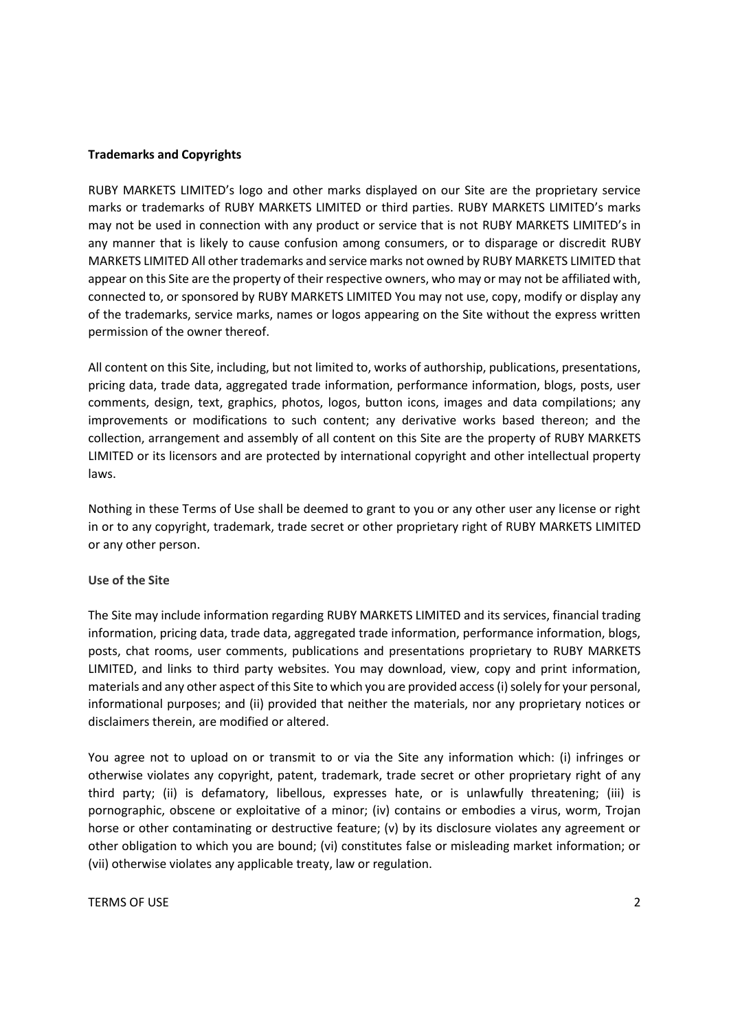**Trademarks and Copyrights**

RUBY MARKETS LIMITED's logo and other marks displayed on our Site are the proprietary service marks or trademarks of RUBY MARKETS LIMITED or third parties. RUBY MARKETS LIMITED's marks may not be used in connection with any product or service that is not RUBY MARKETS LIMITED's in any manner that is likely to cause confusion among consumers, or to disparage or discredit RUBY MARKETS LIMITED All other trademarks and service marks not owned by RUBY MARKETS LIMITED that appear on this Site are the property of their respective owners, who may or may not be affiliated with, connected to, or sponsored by RUBY MARKETS LIMITED You may not use, copy, modify or display any of the trademarks, service marks, names or logos appearing on the Site without the express written permission of the owner thereof.

All content on this Site, including, but not limited to, works of authorship, publications, presentations, pricing data, trade data, aggregated trade information, performance information, blogs, posts, user comments, design, text, graphics, photos, logos, button icons, images and data compilations; any improvements or modifications to such content; any derivative works based thereon; and the collection, arrangement and assembly of all content on this Site are the property of RUBY MARKETS LIMITED or its licensors and are protected by international copyright and other intellectual property laws.

Nothing in these Terms of Use shall be deemed to grant to you or any other user any license or right in or to any copyright, trademark, trade secret or other proprietary right of RUBY MARKETS LIMITED or any other person.

**Use of the Site**

The Site may include information regarding RUBY MARKETS LIMITED and its services, financial trading information, pricing data, trade data, aggregated trade information, performance information, blogs, posts, chat rooms, user comments, publications and presentations proprietary to RUBY MARKETS LIMITED, and links to third party websites. You may download, view, copy and print information, materials and any other aspect of this Site to which you are provided access (i) solely for your personal, informational purposes; and (ii) provided that neither the materials, nor any proprietary notices or disclaimers therein, are modified or altered.

You agree not to upload on or transmit to or via the Site any information which: (i) infringes or otherwise violates any copyright, patent, trademark, trade secret or other proprietary right of any third party; (ii) is defamatory, libellous, expresses hate, or is unlawfully threatening; (iii) is pornographic, obscene or exploitative of a minor; (iv) contains or embodies a virus, worm, Trojan horse or other contaminating or destructive feature; (v) by its disclosure violates any agreement or other obligation to which you are bound; (vi) constitutes false or misleading market information; or (vii) otherwise violates any applicable treaty, law or regulation.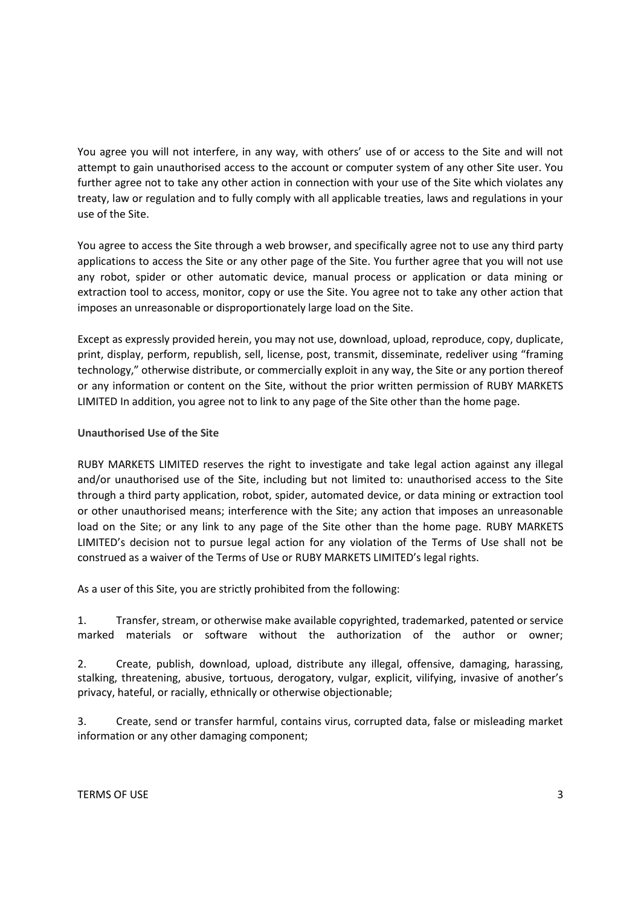You agree you will not interfere, in any way, with others' use of or access to the Site and will not attempt to gain unauthorised access to the account or computer system of any other Site user. You further agree not to take any other action in connection with your use of the Site which violates any treaty, law or regulation and to fully comply with all applicable treaties, laws and regulations in your use of the Site.

You agree to access the Site through a web browser, and specifically agree not to use any third party applications to access the Site or any other page of the Site. You further agree that you will not use any robot, spider or other automatic device, manual process or application or data mining or extraction tool to access, monitor, copy or use the Site. You agree not to take any other action that imposes an unreasonable or disproportionately large load on the Site.

Except as expressly provided herein, you may not use, download, upload, reproduce, copy, duplicate, print, display, perform, republish, sell, license, post, transmit, disseminate, redeliver using "framing technology," otherwise distribute, or commercially exploit in any way, the Site or any portion thereof or any information or content on the Site, without the prior written permission of RUBY MARKETS LIMITED In addition, you agree not to link to any page of the Site other than the home page.

**Unauthorised Use of the Site**

RUBY MARKETS LIMITED reserves the right to investigate and take legal action against any illegal and/or unauthorised use of the Site, including but not limited to: unauthorised access to the Site through a third party application, robot, spider, automated device, or data mining or extraction tool or other unauthorised means; interference with the Site; any action that imposes an unreasonable load on the Site; or any link to any page of the Site other than the home page. RUBY MARKETS LIMITED's decision not to pursue legal action for any violation of the Terms of Use shall not be construed as a waiver of the Terms of Use or RUBY MARKETS LIMITED's legal rights.

As a user of this Site, you are strictly prohibited from the following:

1. Transfer, stream, or otherwise make available copyrighted, trademarked, patented or service marked materials or software without the authorization of the author or owner;

2. Create, publish, download, upload, distribute any illegal, offensive, damaging, harassing, stalking, threatening, abusive, tortuous, derogatory, vulgar, explicit, vilifying, invasive of another's privacy, hateful, or racially, ethnically or otherwise objectionable;

3. Create, send or transfer harmful, contains virus, corrupted data, false or misleading market information or any other damaging component;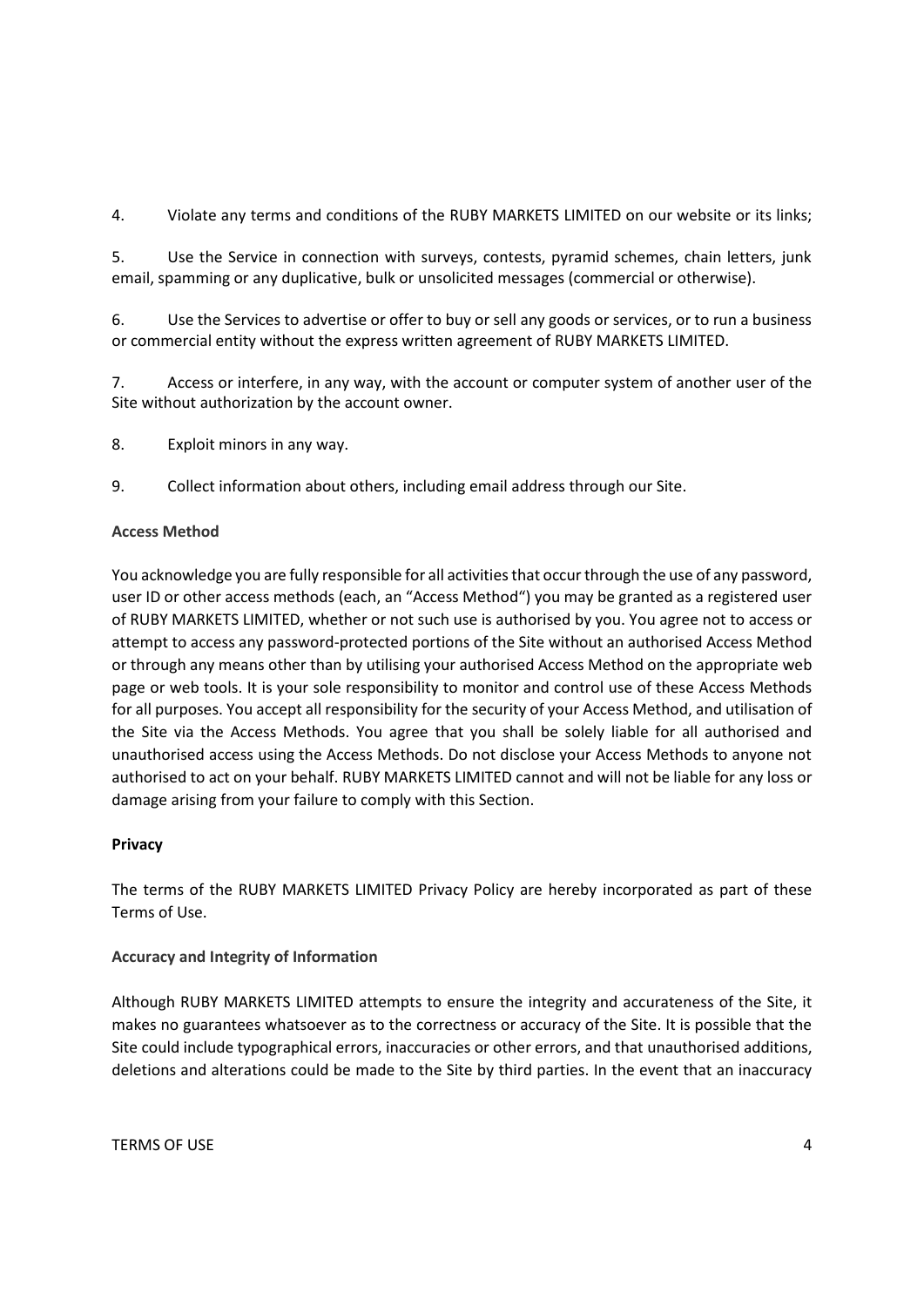4. Violate any terms and conditions of the RUBY MARKETS LIMITED on our website or its links;

5. Use the Service in connection with surveys, contests, pyramid schemes, chain letters, junk email, spamming or any duplicative, bulk or unsolicited messages (commercial or otherwise).

6. Use the Services to advertise or offer to buy or sell any goods or services, or to run a business or commercial entity without the express written agreement of RUBY MARKETS LIMITED.

7. Access or interfere, in any way, with the account or computer system of another user of the Site without authorization by the account owner.

8. Exploit minors in any way.

9. Collect information about others, including email address through our Site.

**Access Method**

You acknowledge you are fully responsible for all activities that occur through the use of any password, user ID or other access methods (each, an "Access Method") you may be granted as a registered user of RUBY MARKETS LIMITED, whether or not such use is authorised by you. You agree not to access or attempt to access any password-protected portions of the Site without an authorised Access Method or through any means other than by utilising your authorised Access Method on the appropriate web page or web tools. It is your sole responsibility to monitor and control use of these Access Methods for all purposes. You accept all responsibility for the security of your Access Method, and utilisation of the Site via the Access Methods. You agree that you shall be solely liable for all authorised and unauthorised access using the Access Methods. Do not disclose your Access Methods to anyone not authorised to act on your behalf. RUBY MARKETS LIMITED cannot and will not be liable for any loss or damage arising from your failure to comply with this Section.

**Privacy**

The terms of the RUBY MARKETS LIMITED Privacy Policy are hereby incorporated as part of these Terms of Use.

**Accuracy and Integrity of Information**

Although RUBY MARKETS LIMITED attempts to ensure the integrity and accurateness of the Site, it makes no guarantees whatsoever as to the correctness or accuracy of the Site. It is possible that the Site could include typographical errors, inaccuracies or other errors, and that unauthorised additions, deletions and alterations could be made to the Site by third parties. In the event that an inaccuracy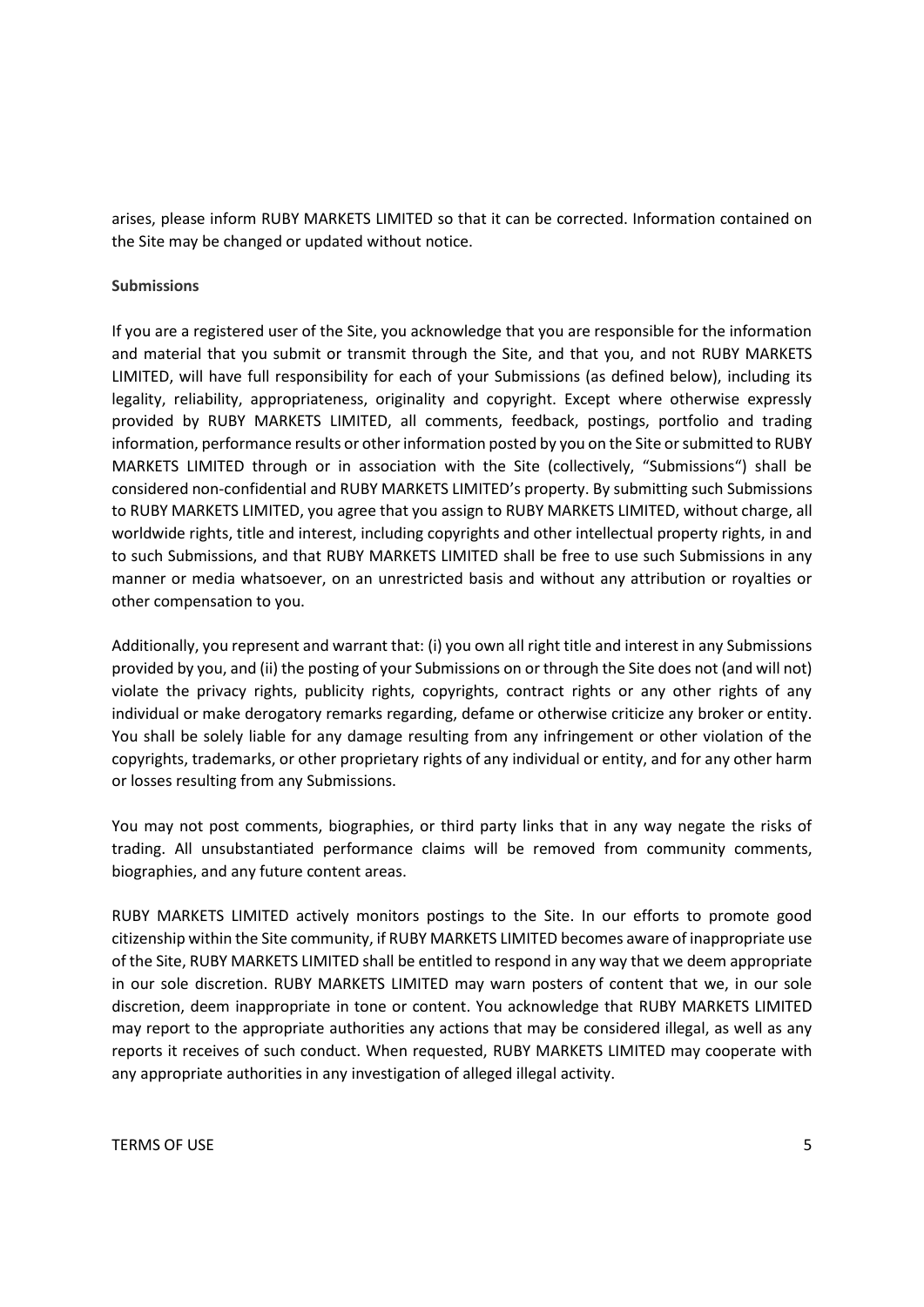arises, please inform RUBY MARKETS LIMITED so that it can be corrected. Information contained on the Site may be changed or updated without notice.

**Submissions**

If you are a registered user of the Site, you acknowledge that you are responsible for the information and material that you submit or transmit through the Site, and that you, and not RUBY MARKETS LIMITED, will have full responsibility for each of your Submissions (as defined below), including its legality, reliability, appropriateness, originality and copyright. Except where otherwise expressly provided by RUBY MARKETS LIMITED, all comments, feedback, postings, portfolio and trading information, performance results or other information posted by you on the Site or submitted to RUBY MARKETS LIMITED through or in association with the Site (collectively, "Submissions") shall be considered non-confidential and RUBY MARKETS LIMITED's property. By submitting such Submissions to RUBY MARKETS LIMITED, you agree that you assign to RUBY MARKETS LIMITED, without charge, all worldwide rights, title and interest, including copyrights and other intellectual property rights, in and to such Submissions, and that RUBY MARKETS LIMITED shall be free to use such Submissions in any manner or media whatsoever, on an unrestricted basis and without any attribution or royalties or other compensation to you.

Additionally, you represent and warrant that: (i) you own all right title and interest in any Submissions provided by you, and (ii) the posting of your Submissions on or through the Site does not (and will not) violate the privacy rights, publicity rights, copyrights, contract rights or any other rights of any individual or make derogatory remarks regarding, defame or otherwise criticize any broker or entity. You shall be solely liable for any damage resulting from any infringement or other violation of the copyrights, trademarks, or other proprietary rights of any individual or entity, and for any other harm or losses resulting from any Submissions.

You may not post comments, biographies, or third party links that in any way negate the risks of trading. All unsubstantiated performance claims will be removed from community comments, biographies, and any future content areas.

RUBY MARKETS LIMITED actively monitors postings to the Site. In our efforts to promote good citizenship within the Site community, if RUBY MARKETS LIMITED becomes aware of inappropriate use of the Site, RUBY MARKETS LIMITED shall be entitled to respond in any way that we deem appropriate in our sole discretion. RUBY MARKETS LIMITED may warn posters of content that we, in our sole discretion, deem inappropriate in tone or content. You acknowledge that RUBY MARKETS LIMITED may report to the appropriate authorities any actions that may be considered illegal, as well as any reports it receives of such conduct. When requested, RUBY MARKETS LIMITED may cooperate with any appropriate authorities in any investigation of alleged illegal activity.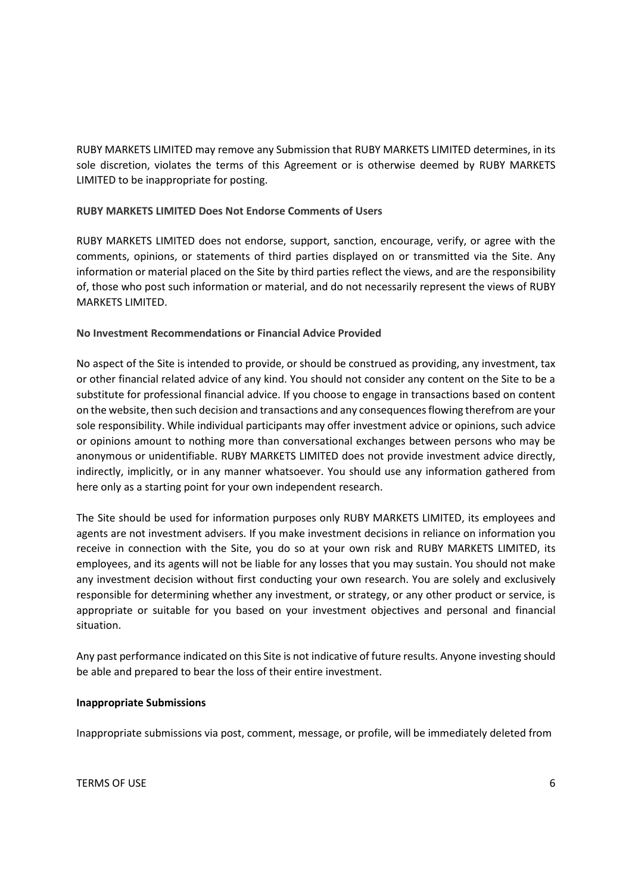RUBY MARKETS LIMITED may remove any Submission that RUBY MARKETS LIMITED determines, in its sole discretion, violates the terms of this Agreement or is otherwise deemed by RUBY MARKETS LIMITED to be inappropriate for posting.

**RUBY MARKETS LIMITED Does Not Endorse Comments of Users**

RUBY MARKETS LIMITED does not endorse, support, sanction, encourage, verify, or agree with the comments, opinions, or statements of third parties displayed on or transmitted via the Site. Any information or material placed on the Site by third parties reflect the views, and are the responsibility of, those who post such information or material, and do not necessarily represent the views of RUBY MARKETS LIMITED.

**No Investment Recommendations or Financial Advice Provided**

No aspect of the Site is intended to provide, or should be construed as providing, any investment, tax or other financial related advice of any kind. You should not consider any content on the Site to be a substitute for professional financial advice. If you choose to engage in transactions based on content on the website, then such decision and transactions and any consequences flowing therefrom are your sole responsibility. While individual participants may offer investment advice or opinions, such advice or opinions amount to nothing more than conversational exchanges between persons who may be anonymous or unidentifiable. RUBY MARKETS LIMITED does not provide investment advice directly, indirectly, implicitly, or in any manner whatsoever. You should use any information gathered from here only as a starting point for your own independent research.

The Site should be used for information purposes only RUBY MARKETS LIMITED, its employees and agents are not investment advisers. If you make investment decisions in reliance on information you receive in connection with the Site, you do so at your own risk and RUBY MARKETS LIMITED, its employees, and its agents will not be liable for any losses that you may sustain. You should not make any investment decision without first conducting your own research. You are solely and exclusively responsible for determining whether any investment, or strategy, or any other product or service, is appropriate or suitable for you based on your investment objectives and personal and financial situation.

Any past performance indicated on this Site is not indicative of future results. Anyone investing should be able and prepared to bear the loss of their entire investment.

**Inappropriate Submissions**

Inappropriate submissions via post, comment, message, or profile, will be immediately deleted from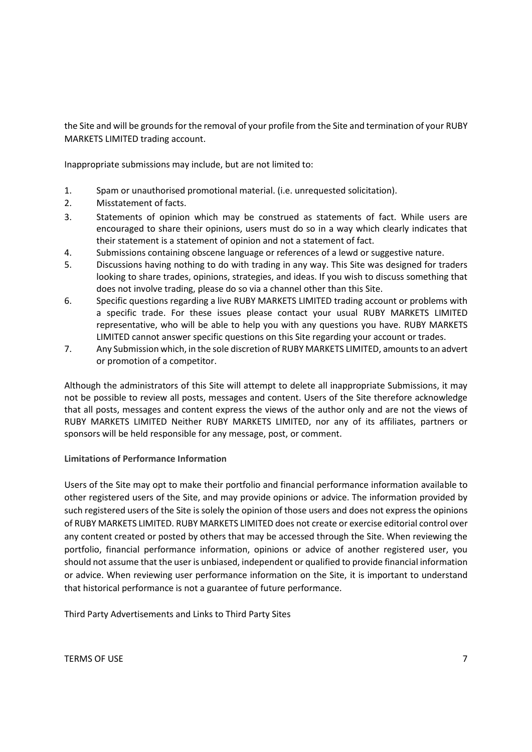the Site and will be grounds for the removal of your profile from the Site and termination of your RUBY MARKETS LIMITED trading account.

Inappropriate submissions may include, but are not limited to:

1. Spam or unauthorised promotional material. (i.e. unrequested solicitation).
2. Misstatement of facts.
3. Statements of opinion which may be construed as statements of fact. While users are encouraged to share their opinions, users must do so in a way which clearly indicates that their statement is a statement of opinion and not a statement of fact.
4. Submissions containing obscene language or references of a lewd or suggestive nature.
5. Discussions having nothing to do with trading in any way. This Site was designed for traders looking to share trades, opinions, strategies, and ideas. If you wish to discuss something that does not involve trading, please do so via a channel other than this Site.
6. Specific questions regarding a live RUBY MARKETS LIMITED trading account or problems with a specific trade. For these issues please contact your usual RUBY MARKETS LIMITED representative, who will be able to help you with any questions you have. RUBY MARKETS LIMITED cannot answer specific questions on this Site regarding your account or trades.
7. Any Submission which, in the sole discretion of RUBY MARKETS LIMITED, amounts to an advert or promotion of a competitor.

Although the administrators of this Site will attempt to delete all inappropriate Submissions, it may not be possible to review all posts, messages and content. Users of the Site therefore acknowledge that all posts, messages and content express the views of the author only and are not the views of RUBY MARKETS LIMITED Neither RUBY MARKETS LIMITED, nor any of its affiliates, partners or sponsors will be held responsible for any message, post, or comment.

**Limitations of Performance Information**

Users of the Site may opt to make their portfolio and financial performance information available to other registered users of the Site, and may provide opinions or advice. The information provided by such registered users of the Site is solely the opinion of those users and does not express the opinions of RUBY MARKETS LIMITED. RUBY MARKETS LIMITED does not create or exercise editorial control over any content created or posted by others that may be accessed through the Site. When reviewing the portfolio, financial performance information, opinions or advice of another registered user, you should not assume that the user is unbiased, independent or qualified to provide financial information or advice. When reviewing user performance information on the Site, it is important to understand that historical performance is not a guarantee of future performance.

Third Party Advertisements and Links to Third Party Sites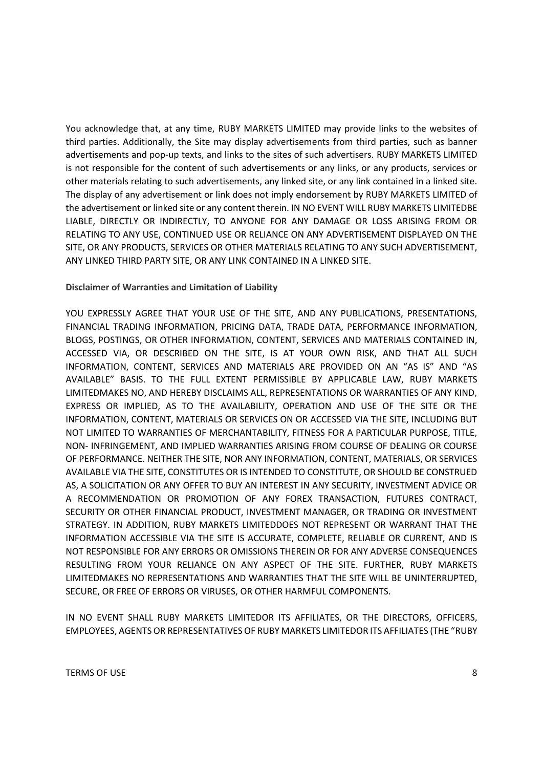You acknowledge that, at any time, RUBY MARKETS LIMITED may provide links to the websites of third parties. Additionally, the Site may display advertisements from third parties, such as banner advertisements and pop-up texts, and links to the sites of such advertisers. RUBY MARKETS LIMITED is not responsible for the content of such advertisements or any links, or any products, services or other materials relating to such advertisements, any linked site, or any link contained in a linked site. The display of any advertisement or link does not imply endorsement by RUBY MARKETS LIMITED of the advertisement or linked site or any content therein. IN NO EVENT WILL RUBY MARKETS LIMITEDBE LIABLE, DIRECTLY OR INDIRECTLY, TO ANYONE FOR ANY DAMAGE OR LOSS ARISING FROM OR RELATING TO ANY USE, CONTINUED USE OR RELIANCE ON ANY ADVERTISEMENT DISPLAYED ON THE SITE, OR ANY PRODUCTS, SERVICES OR OTHER MATERIALS RELATING TO ANY SUCH ADVERTISEMENT, ANY LINKED THIRD PARTY SITE, OR ANY LINK CONTAINED IN A LINKED SITE.

**Disclaimer of Warranties and Limitation of Liability**

YOU EXPRESSLY AGREE THAT YOUR USE OF THE SITE, AND ANY PUBLICATIONS, PRESENTATIONS, FINANCIAL TRADING INFORMATION, PRICING DATA, TRADE DATA, PERFORMANCE INFORMATION, BLOGS, POSTINGS, OR OTHER INFORMATION, CONTENT, SERVICES AND MATERIALS CONTAINED IN, ACCESSED VIA, OR DESCRIBED ON THE SITE, IS AT YOUR OWN RISK, AND THAT ALL SUCH INFORMATION, CONTENT, SERVICES AND MATERIALS ARE PROVIDED ON AN "AS IS" AND "AS AVAILABLE" BASIS. TO THE FULL EXTENT PERMISSIBLE BY APPLICABLE LAW, RUBY MARKETS LIMITEDMAKES NO, AND HEREBY DISCLAIMS ALL, REPRESENTATIONS OR WARRANTIES OF ANY KIND, EXPRESS OR IMPLIED, AS TO THE AVAILABILITY, OPERATION AND USE OF THE SITE OR THE INFORMATION, CONTENT, MATERIALS OR SERVICES ON OR ACCESSED VIA THE SITE, INCLUDING BUT NOT LIMITED TO WARRANTIES OF MERCHANTABILITY, FITNESS FOR A PARTICULAR PURPOSE, TITLE, NON- INFRINGEMENT, AND IMPLIED WARRANTIES ARISING FROM COURSE OF DEALING OR COURSE OF PERFORMANCE. NEITHER THE SITE, NOR ANY INFORMATION, CONTENT, MATERIALS, OR SERVICES AVAILABLE VIA THE SITE, CONSTITUTES OR IS INTENDED TO CONSTITUTE, OR SHOULD BE CONSTRUED AS, A SOLICITATION OR ANY OFFER TO BUY AN INTEREST IN ANY SECURITY, INVESTMENT ADVICE OR A RECOMMENDATION OR PROMOTION OF ANY FOREX TRANSACTION, FUTURES CONTRACT, SECURITY OR OTHER FINANCIAL PRODUCT, INVESTMENT MANAGER, OR TRADING OR INVESTMENT STRATEGY. IN ADDITION, RUBY MARKETS LIMITEDDOES NOT REPRESENT OR WARRANT THAT THE INFORMATION ACCESSIBLE VIA THE SITE IS ACCURATE, COMPLETE, RELIABLE OR CURRENT, AND IS NOT RESPONSIBLE FOR ANY ERRORS OR OMISSIONS THEREIN OR FOR ANY ADVERSE CONSEQUENCES RESULTING FROM YOUR RELIANCE ON ANY ASPECT OF THE SITE. FURTHER, RUBY MARKETS LIMITEDMAKES NO REPRESENTATIONS AND WARRANTIES THAT THE SITE WILL BE UNINTERRUPTED, SECURE, OR FREE OF ERRORS OR VIRUSES, OR OTHER HARMFUL COMPONENTS.

IN NO EVENT SHALL RUBY MARKETS LIMITEDOR ITS AFFILIATES, OR THE DIRECTORS, OFFICERS, EMPLOYEES, AGENTS OR REPRESENTATIVES OF RUBY MARKETS LIMITEDOR ITS AFFILIATES (THE "RUBY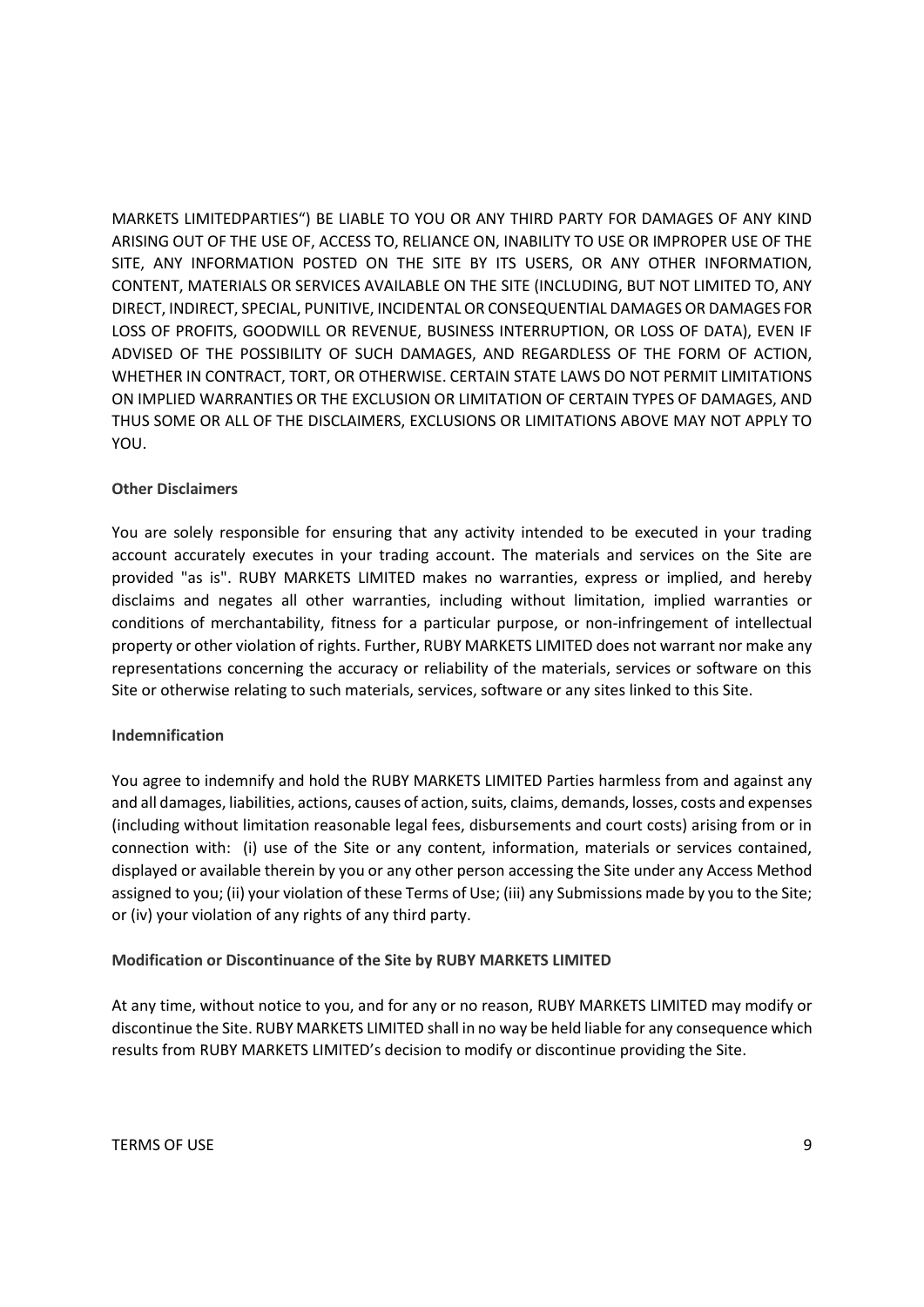MARKETS LIMITEDPARTIES“) BE LIABLE TO YOU OR ANY THIRD PARTY FOR DAMAGES OF ANY KIND ARISING OUT OF THE USE OF, ACCESS TO, RELIANCE ON, INABILITY TO USE OR IMPROPER USE OF THE SITE, ANY INFORMATION POSTED ON THE SITE BY ITS USERS, OR ANY OTHER INFORMATION, CONTENT, MATERIALS OR SERVICES AVAILABLE ON THE SITE (INCLUDING, BUT NOT LIMITED TO, ANY DIRECT, INDIRECT, SPECIAL, PUNITIVE, INCIDENTAL OR CONSEQUENTIAL DAMAGES OR DAMAGES FOR LOSS OF PROFITS, GOODWILL OR REVENUE, BUSINESS INTERRUPTION, OR LOSS OF DATA), EVEN IF ADVISED OF THE POSSIBILITY OF SUCH DAMAGES, AND REGARDLESS OF THE FORM OF ACTION, WHETHER IN CONTRACT, TORT, OR OTHERWISE. CERTAIN STATE LAWS DO NOT PERMIT LIMITATIONS ON IMPLIED WARRANTIES OR THE EXCLUSION OR LIMITATION OF CERTAIN TYPES OF DAMAGES, AND THUS SOME OR ALL OF THE DISCLAIMERS, EXCLUSIONS OR LIMITATIONS ABOVE MAY NOT APPLY TO YOU.

**Other Disclaimers**

You are solely responsible for ensuring that any activity intended to be executed in your trading account accurately executes in your trading account. The materials and services on the Site are provided "as is". RUBY MARKETS LIMITED makes no warranties, express or implied, and hereby disclaims and negates all other warranties, including without limitation, implied warranties or conditions of merchantability, fitness for a particular purpose, or non-infringement of intellectual property or other violation of rights. Further, RUBY MARKETS LIMITED does not warrant nor make any representations concerning the accuracy or reliability of the materials, services or software on this Site or otherwise relating to such materials, services, software or any sites linked to this Site.

**Indemnification**

You agree to indemnify and hold the RUBY MARKETS LIMITED Parties harmless from and against any and all damages, liabilities, actions, causes of action, suits, claims, demands, losses, costs and expenses (including without limitation reasonable legal fees, disbursements and court costs) arising from or in connection with: (i) use of the Site or any content, information, materials or services contained, displayed or available therein by you or any other person accessing the Site under any Access Method assigned to you; (ii) your violation of these Terms of Use; (iii) any Submissions made by you to the Site; or (iv) your violation of any rights of any third party.

**Modification or Discontinuance of the Site by RUBY MARKETS LIMITED**

At any time, without notice to you, and for any or no reason, RUBY MARKETS LIMITED may modify or discontinue the Site. RUBY MARKETS LIMITED shall in no way be held liable for any consequence which results from RUBY MARKETS LIMITED's decision to modify or discontinue providing the Site.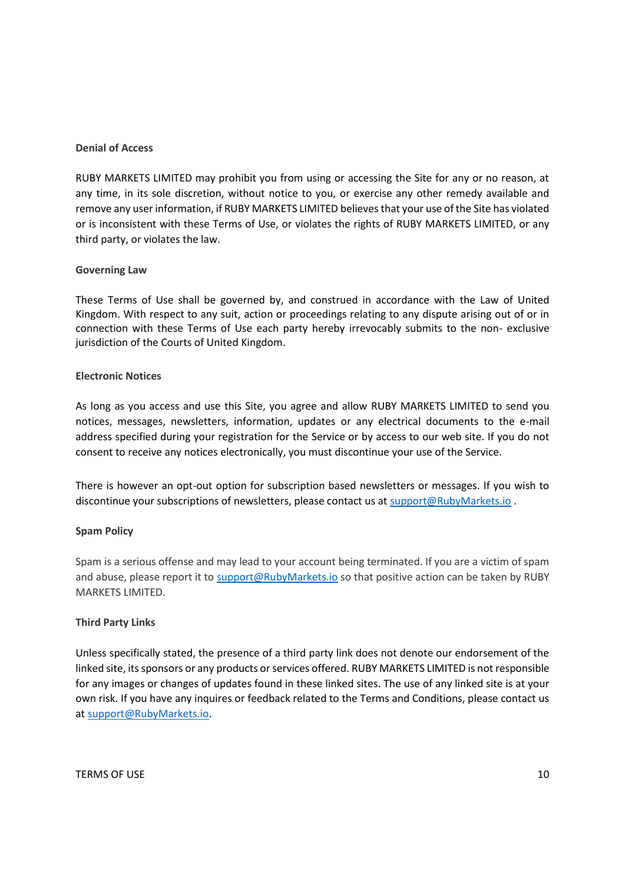**Denial of Access**

RUBY MARKETS LIMITED may prohibit you from using or accessing the Site for any or no reason, at any time, in its sole discretion, without notice to you, or exercise any other remedy available and remove any user information, if RUBY MARKETS LIMITED believes that your use of the Site has violated or is inconsistent with these Terms of Use, or violates the rights of RUBY MARKETS LIMITED, or any third party, or violates the law.

**Governing Law**

These Terms of Use shall be governed by, and construed in accordance with the Law of United Kingdom. With respect to any suit, action or proceedings relating to any dispute arising out of or in connection with these Terms of Use each party hereby irrevocably submits to the non- exclusive jurisdiction of the Courts of United Kingdom.

**Electronic Notices**

As long as you access and use this Site, you agree and allow RUBY MARKETS LIMITED to send you notices, messages, newsletters, information, updates or any electrical documents to the e-mail address specified during your registration for the Service or by access to our web site. If you do not consent to receive any notices electronically, you must discontinue your use of the Service.

There is however an opt-out option for subscription based newsletters or messages. If you wish to discontinue your subscriptions of newsletters, please contact us at support@RubyMarkets.io .

**Spam Policy**

Spam is a serious offense and may lead to your account being terminated. If you are a victim of spam and abuse, please report it to support@RubyMarkets.io so that positive action can be taken by RUBY MARKETS LIMITED.

**Third Party Links**

Unless specifically stated, the presence of a third party link does not denote our endorsement of the linked site, its sponsors or any products or services offered. RUBY MARKETS LIMITED is not responsible for any images or changes of updates found in these linked sites. The use of any linked site is at your own risk. If you have any inquires or feedback related to the Terms and Conditions, please contact us at support@RubyMarkets.io.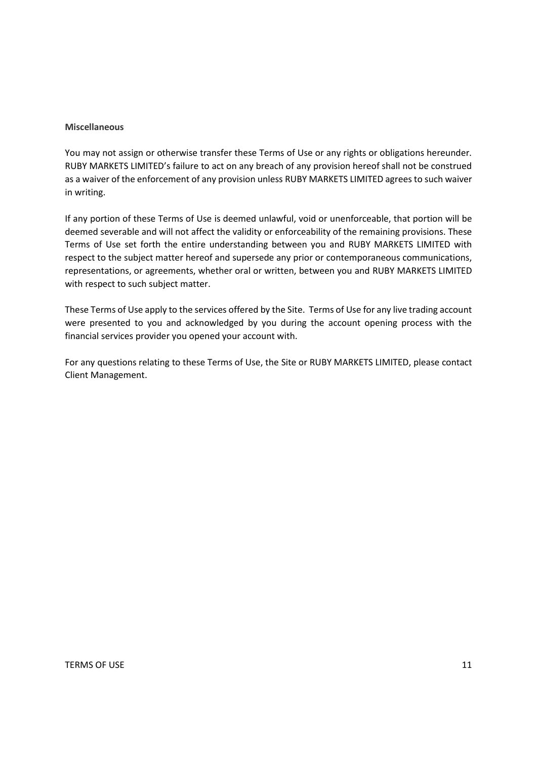**Miscellaneous**

You may not assign or otherwise transfer these Terms of Use or any rights or obligations hereunder. RUBY MARKETS LIMITED's failure to act on any breach of any provision hereof shall not be construed as a waiver of the enforcement of any provision unless RUBY MARKETS LIMITED agrees to such waiver in writing.

If any portion of these Terms of Use is deemed unlawful, void or unenforceable, that portion will be deemed severable and will not affect the validity or enforceability of the remaining provisions. These Terms of Use set forth the entire understanding between you and RUBY MARKETS LIMITED with respect to the subject matter hereof and supersede any prior or contemporaneous communications, representations, or agreements, whether oral or written, between you and RUBY MARKETS LIMITED with respect to such subject matter.

These Terms of Use apply to the services offered by the Site. Terms of Use for any live trading account were presented to you and acknowledged by you during the account opening process with the financial services provider you opened your account with.

For any questions relating to these Terms of Use, the Site or RUBY MARKETS LIMITED, please contact Client Management.